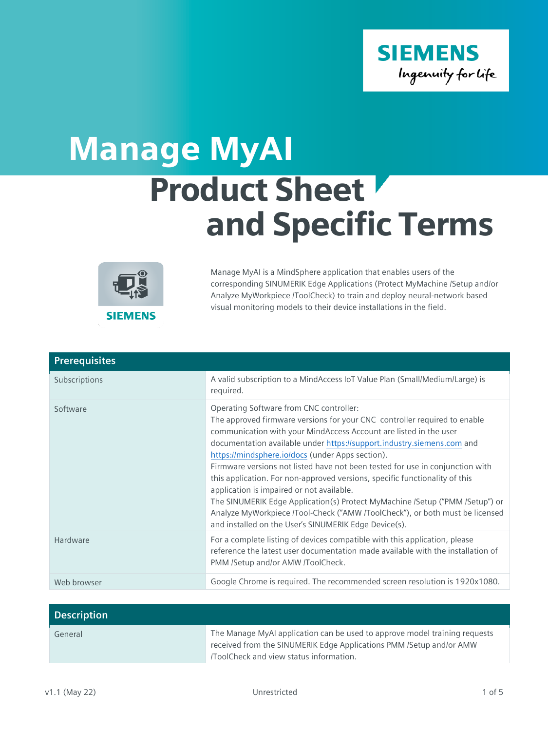# Manage MyAI

## Product Sheet and Specific Terms

Manage MyAI is a MindSphere application that enables users of the corresponding SINUMERIK Edge Applications (Protect MyMachine /Setup and/or Analyze MyWorkpiece /ToolCheck) to train and deploy neural-network based visual monitoring models to their device installations in the field.

| Prerequisites | |
|---|---|
| Subscriptions | A valid subscription to a MindAccess IoT Value Plan (Small/Medium/Large) is required. |
| Software | Operating Software from CNC controller:<br>The approved firmware versions for your CNC controller required to enable communication with your MindAccess Account are listed in the user documentation available under https://support.industry.siemens.com and https://mindsphere.io/docs (under Apps section).<br>Firmware versions not listed have not been tested for use in conjunction with this application. For non-approved versions, specific functionality of this application is impaired or not available.<br>The SINUMERIK Edge Application(s) Protect MyMachine /Setup ("PMM /Setup") or Analyze MyWorkpiece /Tool-Check ("AMW /ToolCheck"), or both must be licensed and installed on the User's SINUMERIK Edge Device(s). |
| Hardware | For a complete listing of devices compatible with this application, please reference the latest user documentation made available with the installation of PMM /Setup and/or AMW /ToolCheck. |
| Web browser | Google Chrome is required. The recommended screen resolution is 1920x1080. |

| Description | |
|---|---|
| General | The Manage MyAI application can be used to approve model training requests received from the SINUMERIK Edge Applications PMM /Setup and/or AMW /ToolCheck and view status information. |

v1.1 (May 22) Unrestricted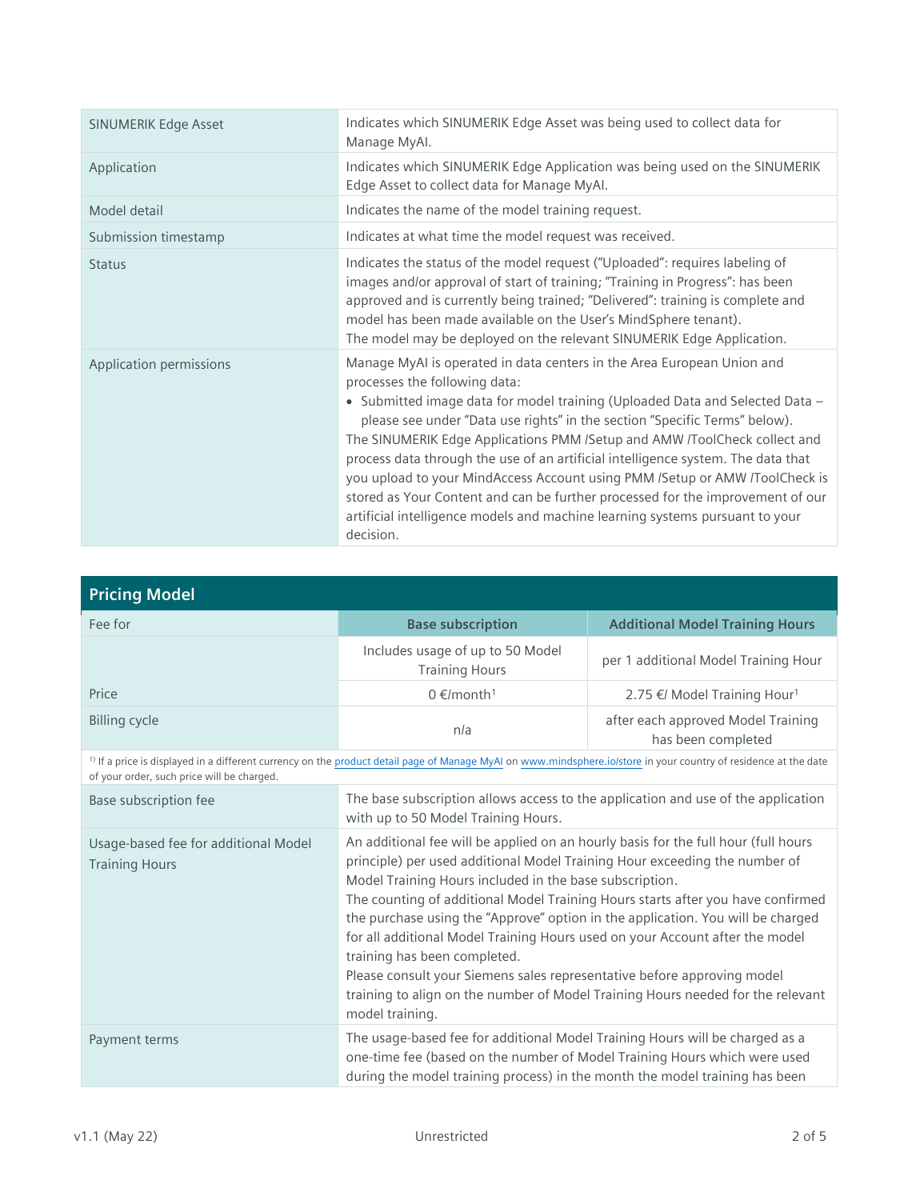| | |
|---|---|
| SINUMERIK Edge Asset | Indicates which SINUMERIK Edge Asset was being used to collect data for Manage MyAI. |
| Application | Indicates which SINUMERIK Edge Application was being used on the SINUMERIK Edge Asset to collect data for Manage MyAI. |
| Model detail | Indicates the name of the model training request. |
| Submission timestamp | Indicates at what time the model request was received. |
| Status | Indicates the status of the model request ("Uploaded": requires labeling of images and/or approval of start of training; "Training in Progress": has been approved and is currently being trained; "Delivered": training is complete and model has been made available on the User's MindSphere tenant).<br>The model may be deployed on the relevant SINUMERIK Edge Application. |
| Application permissions | Manage MyAI is operated in data centers in the Area European Union and processes the following data:<br>• Submitted image data for model training (Uploaded Data and Selected Data – please see under "Data use rights" in the section "Specific Terms" below).<br>The SINUMERIK Edge Applications PMM /Setup and AMW /ToolCheck collect and process data through the use of an artificial intelligence system. The data that you upload to your MindAccess Account using PMM /Setup or AMW /ToolCheck is stored as Your Content and can be further processed for the improvement of our artificial intelligence models and machine learning systems pursuant to your decision. |

## Pricing Model

| Fee for | Base subscription | Additional Model Training Hours |
|---|---|---|
| | Includes usage of up to 50 Model Training Hours | per 1 additional Model Training Hour |
| Price | 0 €/month[1] | 2.75 €/ Model Training Hour[1] |
| Billing cycle | n/a | after each approved Model Training has been completed |

[1] If a price is displayed in a different currency on the product detail page of Manage MyAI on www.mindsphere.io/store in your country of residence at the date of your order, such price will be charged.

| | |
|---|---|
| Base subscription fee | The base subscription allows access to the application and use of the application with up to 50 Model Training Hours. |
| Usage-based fee for additional Model Training Hours | An additional fee will be applied on an hourly basis for the full hour (full hours principle) per used additional Model Training Hour exceeding the number of Model Training Hours included in the base subscription.<br>The counting of additional Model Training Hours starts after you have confirmed the purchase using the "Approve" option in the application. You will be charged for all additional Model Training Hours used on your Account after the model training has been completed.<br>Please consult your Siemens sales representative before approving model training to align on the number of Model Training Hours needed for the relevant model training. |
| Payment terms | The usage-based fee for additional Model Training Hours will be charged as a one-time fee (based on the number of Model Training Hours which were used during the model training process) in the month the model training has been |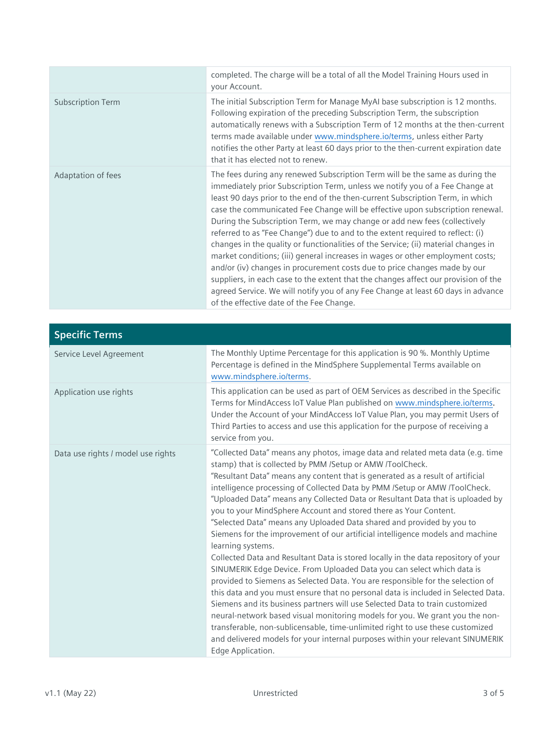| | |
|---|---|
| | completed. The charge will be a total of all the Model Training Hours used in your Account. |
| Subscription Term | The initial Subscription Term for Manage MyAI base subscription is 12 months. Following expiration of the preceding Subscription Term, the subscription automatically renews with a Subscription Term of 12 months at the then-current terms made available under www.mindsphere.io/terms, unless either Party notifies the other Party at least 60 days prior to the then-current expiration date that it has elected not to renew. |
| Adaptation of fees | The fees during any renewed Subscription Term will be the same as during the immediately prior Subscription Term, unless we notify you of a Fee Change at least 90 days prior to the end of the then-current Subscription Term, in which case the communicated Fee Change will be effective upon subscription renewal. During the Subscription Term, we may change or add new fees (collectively referred to as "Fee Change") due to and to the extent required to reflect: (i) changes in the quality or functionalities of the Service; (ii) material changes in market conditions; (iii) general increases in wages or other employment costs; and/or (iv) changes in procurement costs due to price changes made by our suppliers, in each case to the extent that the changes affect our provision of the agreed Service. We will notify you of any Fee Change at least 60 days in advance of the effective date of the Fee Change. |

| Specific Terms | |
|---|---|
| Service Level Agreement | The Monthly Uptime Percentage for this application is 90 %. Monthly Uptime Percentage is defined in the MindSphere Supplemental Terms available on www.mindsphere.io/terms. |
| Application use rights | This application can be used as part of OEM Services as described in the Specific Terms for MindAccess IoT Value Plan published on www.mindsphere.io/terms. Under the Account of your MindAccess IoT Value Plan, you may permit Users of Third Parties to access and use this application for the purpose of receiving a service from you. |
| Data use rights / model use rights | "Collected Data" means any photos, image data and related meta data (e.g. time stamp) that is collected by PMM /Setup or AMW /ToolCheck.<br>"Resultant Data" means any content that is generated as a result of artificial intelligence processing of Collected Data by PMM /Setup or AMW /ToolCheck.<br>"Uploaded Data" means any Collected Data or Resultant Data that is uploaded by you to your MindSphere Account and stored there as Your Content.<br>"Selected Data" means any Uploaded Data shared and provided by you to Siemens for the improvement of our artificial intelligence models and machine learning systems.<br>Collected Data and Resultant Data is stored locally in the data repository of your SINUMERIK Edge Device. From Uploaded Data you can select which data is provided to Siemens as Selected Data. You are responsible for the selection of this data and you must ensure that no personal data is included in Selected Data. Siemens and its business partners will use Selected Data to train customized neural-network based visual monitoring models for you. We grant you the non-transferable, non-sublicensable, time-unlimited right to use these customized and delivered models for your internal purposes within your relevant SINUMERIK Edge Application. |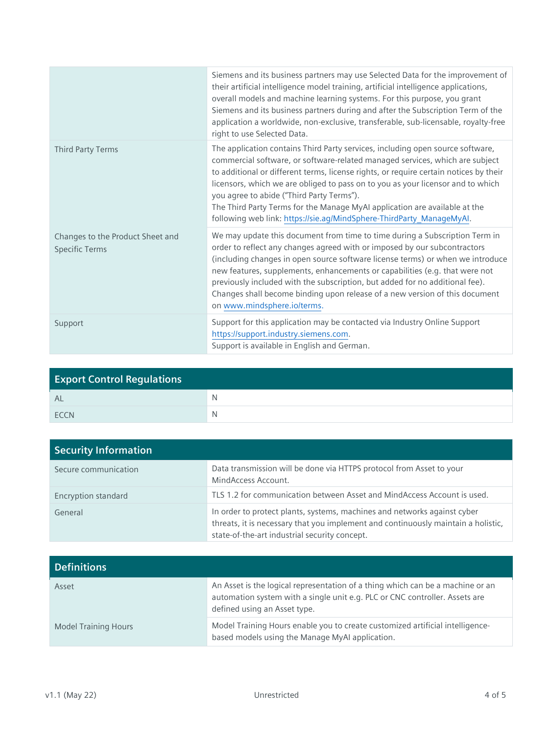| | |
|---|---|
| | Siemens and its business partners may use Selected Data for the improvement of their artificial intelligence model training, artificial intelligence applications, overall models and machine learning systems. For this purpose, you grant Siemens and its business partners during and after the Subscription Term of the application a worldwide, non-exclusive, transferable, sub-licensable, royalty-free right to use Selected Data. |
| Third Party Terms | The application contains Third Party services, including open source software, commercial software, or software-related managed services, which are subject to additional or different terms, license rights, or require certain notices by their licensors, which we are obliged to pass on to you as your licensor and to which you agree to abide ("Third Party Terms").<br>The Third Party Terms for the Manage MyAI application are available at the following web link: https://sie.ag/MindSphere-ThirdParty_ManageMyAI. |
| Changes to the Product Sheet and Specific Terms | We may update this document from time to time during a Subscription Term in order to reflect any changes agreed with or imposed by our subcontractors (including changes in open source software license terms) or when we introduce new features, supplements, enhancements or capabilities (e.g. that were not previously included with the subscription, but added for no additional fee). Changes shall become binding upon release of a new version of this document on www.mindsphere.io/terms. |
| Support | Support for this application may be contacted via Industry Online Support https://support.industry.siemens.com.<br>Support is available in English and German. |

## Export Control Regulations

| | |
|---|---|
| AL | N |
| ECCN | N |

## Security Information

| | |
|---|---|
| Secure communication | Data transmission will be done via HTTPS protocol from Asset to your MindAccess Account. |
| Encryption standard | TLS 1.2 for communication between Asset and MindAccess Account is used. |
| General | In order to protect plants, systems, machines and networks against cyber threats, it is necessary that you implement and continuously maintain a holistic, state-of-the-art industrial security concept. |

## Definitions

| | |
|---|---|
| Asset | An Asset is the logical representation of a thing which can be a machine or an automation system with a single unit e.g. PLC or CNC controller. Assets are defined using an Asset type. |
| Model Training Hours | Model Training Hours enable you to create customized artificial intelligence-based models using the Manage MyAI application. |

v1.1 (May 22) Unrestricted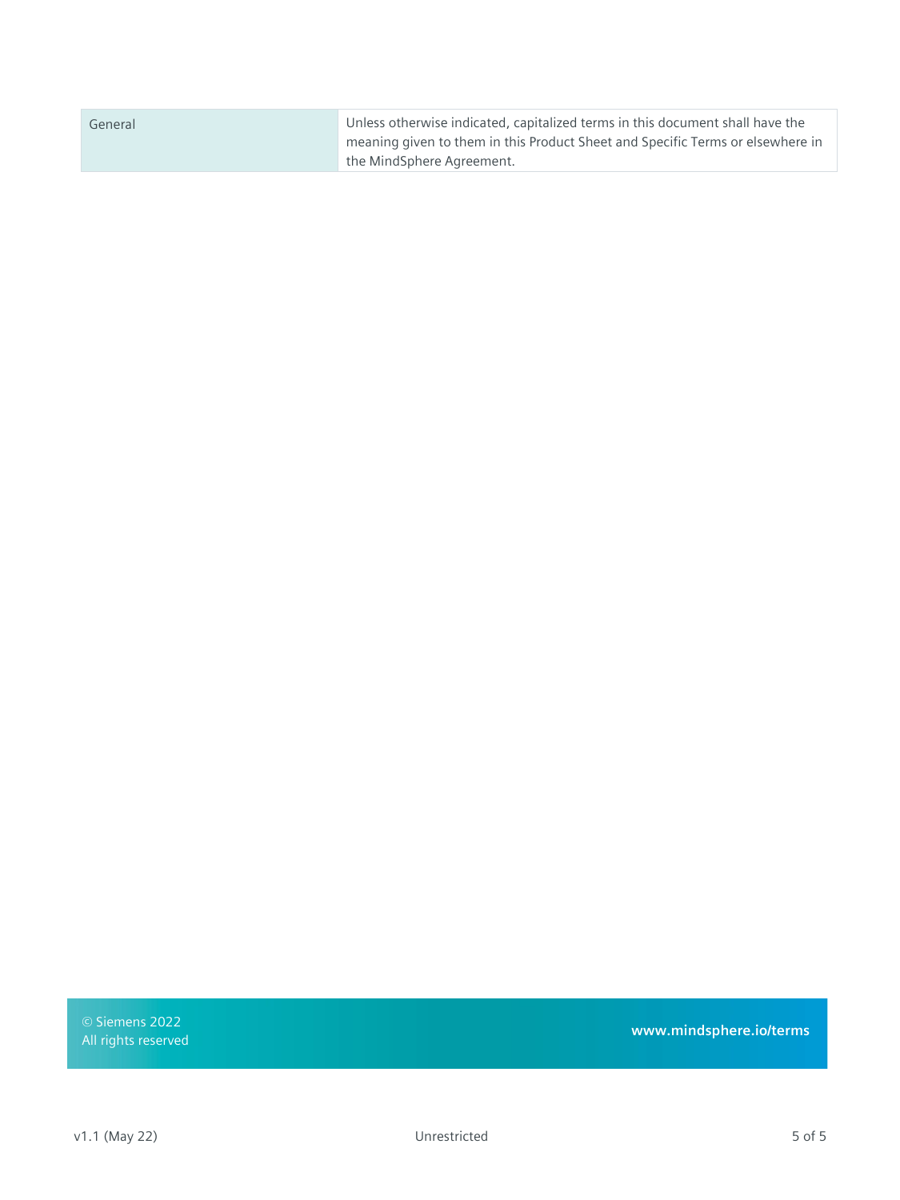| | |
|---|---|
| General | Unless otherwise indicated, capitalized terms in this document shall have the meaning given to them in this Product Sheet and Specific Terms or elsewhere in the MindSphere Agreement. |

© Siemens 2022
All rights reserved

**www.mindsphere.io/terms**

v1.1 (May 22)

Unrestricted